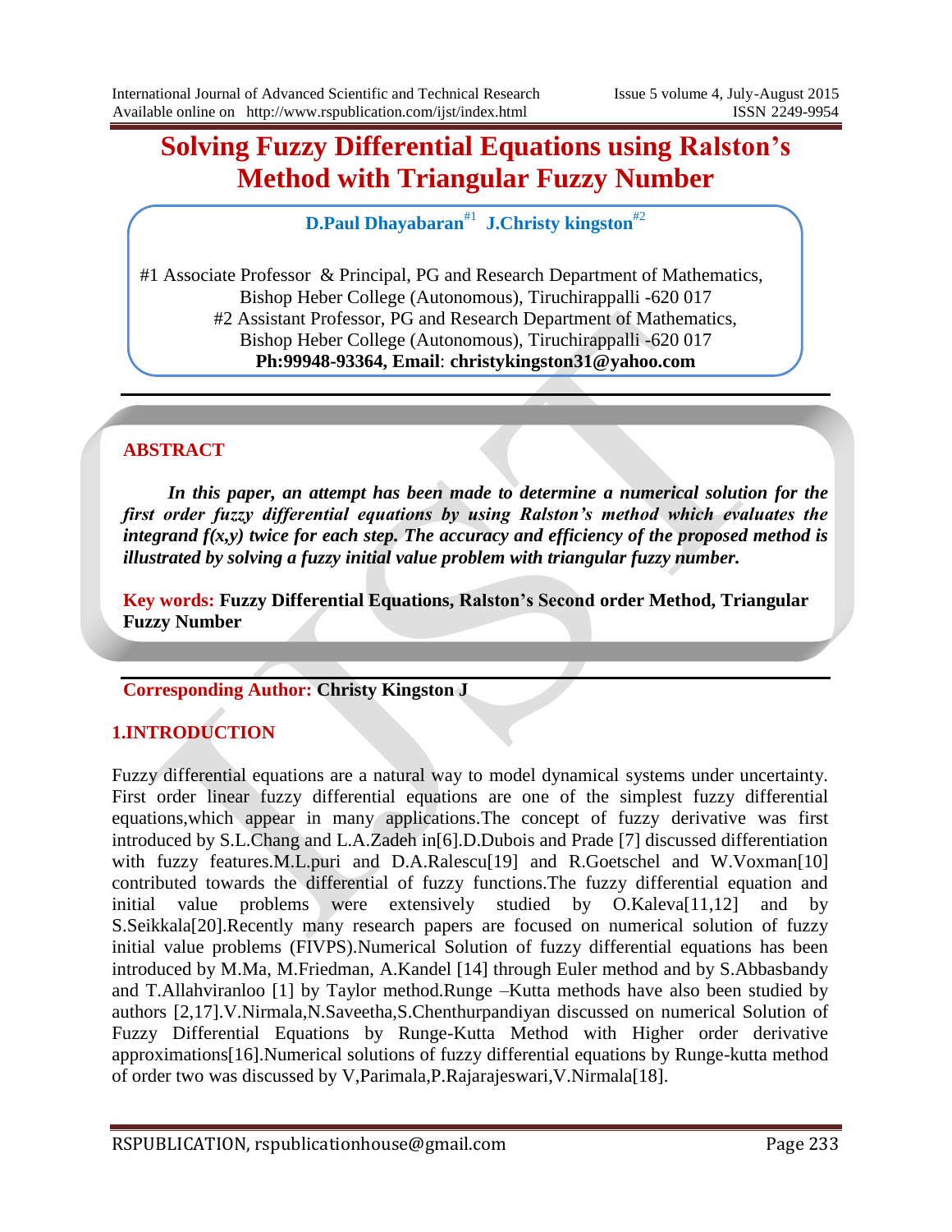# Solving Fuzzy Differential Equations using Ralston's Method with Triangular Fuzzy Number

**D.Paul Dhayabaran[#1] J.Christy kingston[#2]**

#1 Associate Professor & Principal, PG and Research Department of Mathematics, Bishop Heber College (Autonomous), Tiruchirappalli -620 017

#2 Assistant Professor, PG and Research Department of Mathematics, Bishop Heber College (Autonomous), Tiruchirappalli -620 017

**Ph:99948-93364, Email: christykingston31@yahoo.com**

---

## ABSTRACT

***In this paper, an attempt has been made to determine a numerical solution for the first order fuzzy differential equations by using Ralston's method which evaluates the integrand f(x,y) twice for each step. The accuracy and efficiency of the proposed method is illustrated by solving a fuzzy initial value problem with triangular fuzzy number.***

**Key words: Fuzzy Differential Equations, Ralston's Second order Method, Triangular Fuzzy Number**

---

**Corresponding Author: Christy Kingston J**

## 1.INTRODUCTION

Fuzzy differential equations are a natural way to model dynamical systems under uncertainty. First order linear fuzzy differential equations are one of the simplest fuzzy differential equations,which appear in many applications.The concept of fuzzy derivative was first introduced by S.L.Chang and L.A.Zadeh in[6].D.Dubois and Prade [7] discussed differentiation with fuzzy features.M.L.puri and D.A.Ralescu[19] and R.Goetschel and W.Voxman[10] contributed towards the differential of fuzzy functions.The fuzzy differential equation and initial value problems were extensively studied by O.Kaleva[11,12] and by S.Seikkala[20].Recently many research papers are focused on numerical solution of fuzzy initial value problems (FIVPS).Numerical Solution of fuzzy differential equations has been introduced by M.Ma, M.Friedman, A.Kandel [14] through Euler method and by S.Abbasbandy and T.Allahviranloo [1] by Taylor method.Runge –Kutta methods have also been studied by authors [2,17].V.Nirmala,N.Saveetha,S.Chenthurpandiyan discussed on numerical Solution of Fuzzy Differential Equations by Runge-Kutta Method with Higher order derivative approximations[16].Numerical solutions of fuzzy differential equations by Runge-kutta method of order two was discussed by V,Parimala,P.Rajarajeswari,V.Nirmala[18].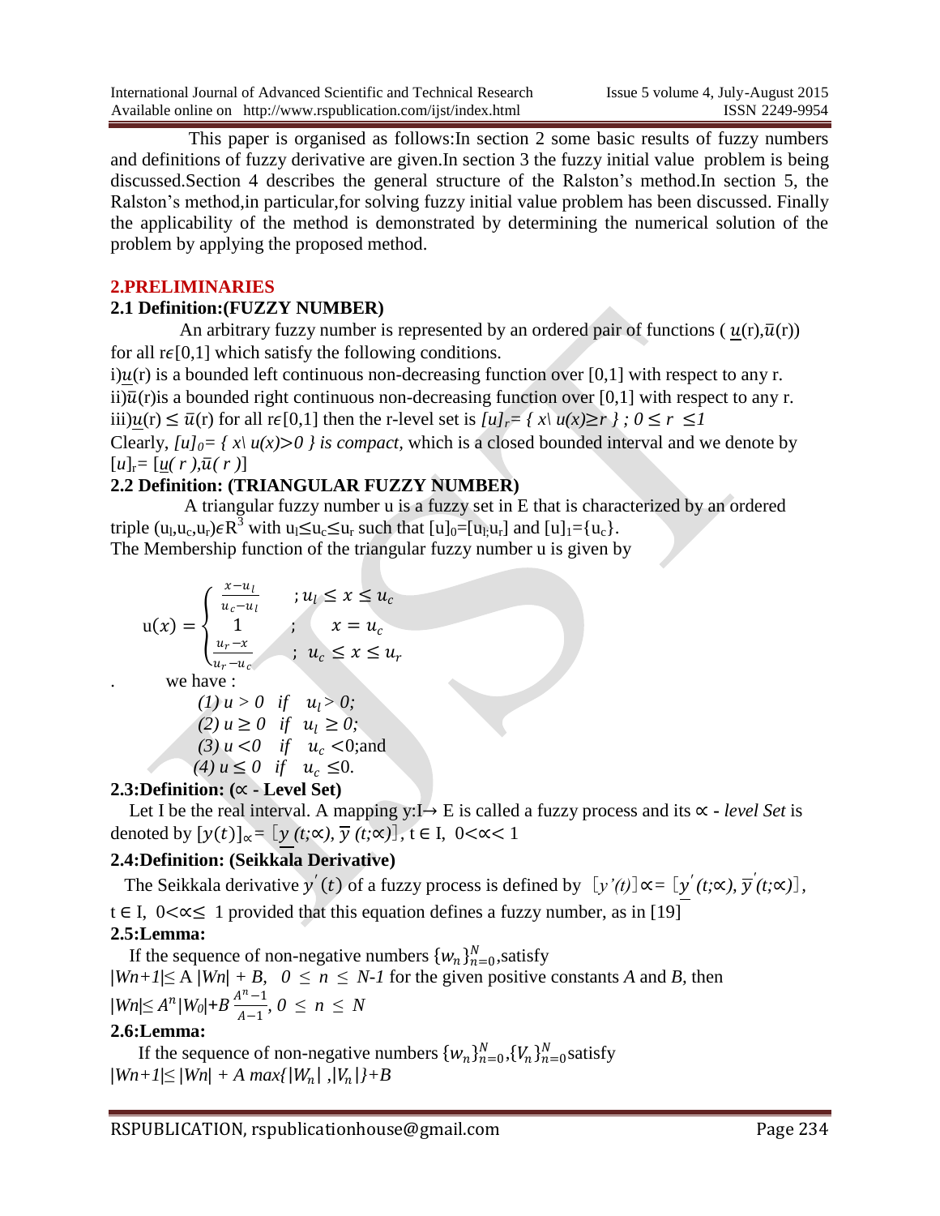This paper is organised as follows:In section 2 some basic results of fuzzy numbers and definitions of fuzzy derivative are given.In section 3 the fuzzy initial value problem is being discussed.Section 4 describes the general structure of the Ralston's method.In section 5, the Ralston's method,in particular,for solving fuzzy initial value problem has been discussed. Finally the applicability of the method is demonstrated by determining the numerical solution of the problem by applying the proposed method.

## 2.PRELIMINARIES

### 2.1 Definition:(FUZZY NUMBER)

An arbitrary fuzzy number is represented by an ordered pair of functions ( $\underline{u}(r),\bar{u}(r)$) for all $r\epsilon[0,1]$ which satisfy the following conditions.

i)$\underline{u}(r)$ is a bounded left continuous non-decreasing function over [0,1] with respect to any r.

ii)$\bar{u}(r)$is a bounded right continuous non-decreasing function over [0,1] with respect to any r.

iii)$\underline{u}(r) \leq \bar{u}(r)$ for all $r\epsilon[0,1]$ then the r-level set is $[u]_r = \{ x \backslash u(x) \geq r \} ; 0 \leq r \leq 1$

Clearly, $[u]_0 = \{ x \backslash u(x) > 0 \}$ *is compact*, which is a closed bounded interval and we denote by $[u]_r = [\underline{u}(r),\bar{u}(r)]$

### 2.2 Definition: (TRIANGULAR FUZZY NUMBER)

A triangular fuzzy number u is a fuzzy set in E that is characterized by an ordered triple $(u_l,u_c,u_r)\epsilon R^3$ with $u_l \leq u_c \leq u_r$ such that $[u]_0=[u_l,u_r]$ and $[u]_1=\{u_c\}$.

The Membership function of the triangular fuzzy number u is given by

$$
u(x) = \begin{cases} \frac{x-u_l}{u_c-u_l} & ; u_l \leq x \leq u_c \\ 1 & ; \quad x = u_c \\ \frac{u_r-x}{u_r-u_c} & ; \; u_c \leq x \leq u_r \end{cases}
$$

we have :

*(1)* $u > 0$ if $u_l > 0$;
*(2)* $u \geq 0$ if $u_l \geq 0$;
*(3)* $u < 0$ if $u_c < 0$;and
*(4)* $u \leq 0$ if $u_c \leq 0$.

### 2.3:Definition: ($\propto$ - Level Set)

Let I be the real interval. A mapping $y:I \rightarrow E$ is called a fuzzy process and its $\propto$ - *level Set* is denoted by $[y(t)]_{\propto} = [\underline{y}(t;\propto), \overline{y}(t;\propto)]$, $t \in I$, $0 < \propto < 1$

### 2.4:Definition: (Seikkala Derivative)

The Seikkala derivative $y'(t)$ of a fuzzy process is defined by $[y'(t)]\propto = [\underline{y}'(t;\propto), \overline{y}'(t;\propto)]$, $t \in I$, $0 < \propto \leq 1$ provided that this equation defines a fuzzy number, as in [19]

### 2.5:Lemma:

If the sequence of non-negative numbers $\{w_n\}_{n=0}^{N}$,satisfy

$|W_{n+1}| \leq A\,|W_n| + B$, $0 \leq n \leq N-1$ for the given positive constants *A* and *B*, then

$|W_n| \leq A^n|W_0| + B\,\frac{A^n-1}{A-1}$, $0 \leq n \leq N$

### 2.6:Lemma:

If the sequence of non-negative numbers $\{w_n\}_{n=0}^{N},\{V_n\}_{n=0}^{N}$satisfy

$|W_{n+1}| \leq |W_n| + A\,max\{|W_n|\,,|V_n|\}+B$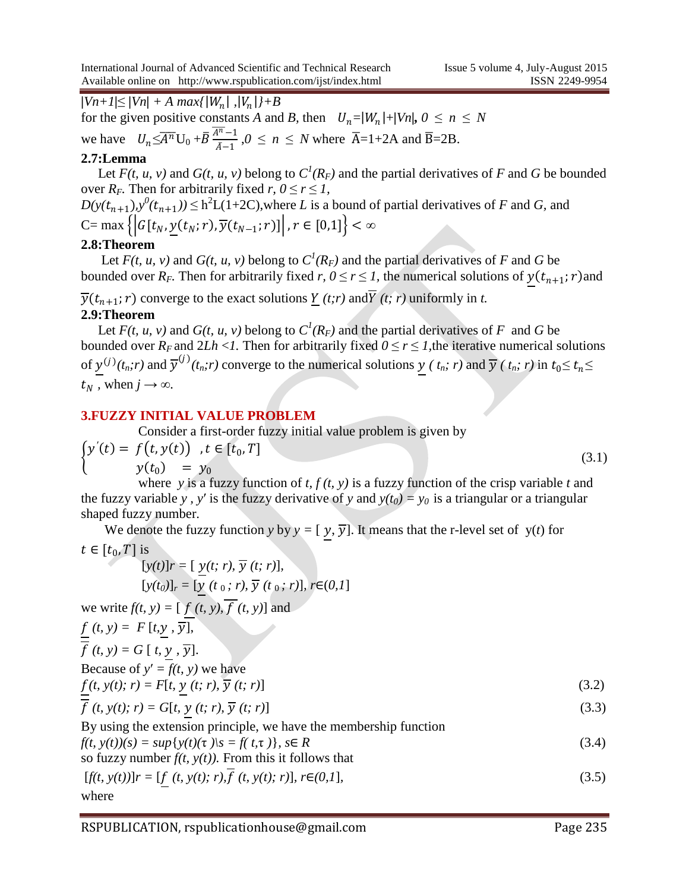$|V_{n+1}| \leq |V_n| + A \max\{|W_n|, |V_n|\} + B$

for the given positive constants $A$ and $B$, then $U_n = |W_n| + |V_n|$, $0 \leq n \leq N$

we have $U_n \leq \bar{A}^n U_0 + \bar{B} \frac{\bar{A}^n - 1}{\bar{A} - 1}$, $0 \leq n \leq N$ where $\bar{A} = 1 + 2A$ and $\bar{B} = 2B$.

**2.7:Lemma**

Let $F(t, u, v)$ and $G(t, u, v)$ belong to $C^1(R_F)$ and the partial derivatives of $F$ and $G$ be bounded over $R_F$. Then for arbitrarily fixed $r$, $0 \leq r \leq 1$,

$D(y(t_{n+1}), y^0(t_{n+1})) \leq h^2 L(1+2C)$, where $L$ is a bound of partial derivatives of $F$ and $G$, and $C = \max\left\{\left|G[t_N, \underline{y}(t_N; r), \overline{y}(t_{N-1}; r)]\right|, r \in [0,1]\right\} < \infty$

**2.8:Theorem**

Let $F(t, u, v)$ and $G(t, u, v)$ belong to $C^1(R_F)$ and the partial derivatives of $F$ and $G$ be bounded over $R_F$. Then for arbitrarily fixed $r$, $0 \leq r \leq 1$, the numerical solutions of $\underline{y}(t_{n+1}; r)$ and $\overline{y}(t_{n+1}; r)$ converge to the exact solutions $\underline{Y}(t; r)$ and $\overline{Y}(t; r)$ uniformly in $t$.

**2.9:Theorem**

Let $F(t, u, v)$ and $G(t, u, v)$ belong to $C^1(R_F)$ and the partial derivatives of $F$ and $G$ be bounded over $R_F$ and $2Lh < 1$. Then for arbitrarily fixed $0 \leq r \leq 1$, the iterative numerical solutions of $\underline{y}^{(j)}(t_n; r)$ and $\overline{y}^{(j)}(t_n; r)$ converge to the numerical solutions $\underline{y}(t_n; r)$ and $\overline{y}(t_n; r)$ in $t_0 \leq t_n \leq t_N$, when $j \to \infty$.

## 3.FUZZY INITIAL VALUE PROBLEM

Consider a first-order fuzzy initial value problem is given by

$$\begin{cases} y'(t) = f(t, y(t)) \quad, t \in [t_0, T] \\ y(t_0) \quad = y_0 \end{cases} \tag{3.1}$$

where $y$ is a fuzzy function of $t$, $f(t, y)$ is a fuzzy function of the crisp variable $t$ and the fuzzy variable $y$, $y'$ is the fuzzy derivative of $y$ and $y(t_0) = y_0$ is a triangular or a triangular shaped fuzzy number.

We denote the fuzzy function $y$ by $y = [\underline{y}, \overline{y}]$. It means that the r-level set of $y(t)$ for $t \in [t_0, T]$ is

$[y(t)]_r = [\underline{y}(t; r), \overline{y}(t; r)]$,

$[y(t_0)]_r = [\underline{y}(t_0; r), \overline{y}(t_0; r)]$, $r \in (0,1]$

we write $f(t, y) = [\underline{f}(t, y), \overline{f}(t, y)]$ and

$\underline{f}(t, y) = F[t, \underline{y}, \overline{y}]$,

$\overline{f}(t, y) = G[t, \underline{y}, \overline{y}]$.

Because of $y' = f(t, y)$ we have

$$\underline{f}(t, y(t); r) = F[t, \underline{y}(t; r), \overline{y}(t; r)] \tag{3.2}$$

$$\overline{f}(t, y(t); r) = G[t, \underline{y}(t; r), \overline{y}(t; r)] \tag{3.3}$$

By using the extension principle, we have the membership function

$$f(t, y(t))(s) = \sup\{y(t)(\tau) \backslash s = f(t, \tau)\}, s \in R \tag{3.4}$$

so fuzzy number $f(t, y(t))$. From this it follows that

$$[f(t, y(t))]_r = [\underline{f}(t, y(t); r), \overline{f}(t, y(t); r)], r \in (0,1], \tag{3.5}$$

where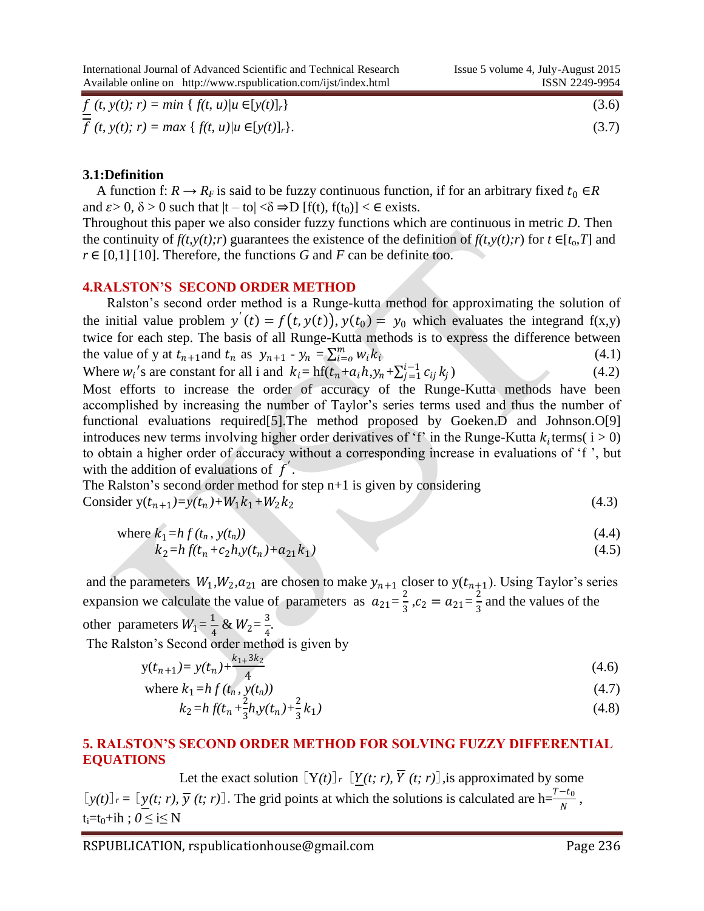$\underline{f}$ *(t, y(t); r) = min { f(t, u)|u ∈[y(t)]$_r$}* (3.6)

$\overline{f}$ *(t, y(t); r) = max { f(t, u)|u ∈[y(t)]$_r$}*. (3.7)

### 3.1:Definition

A function f: $R \rightarrow R_F$ is said to be fuzzy continuous function, if for an arbitrary fixed $t_0 \in R$ and $\varepsilon > 0$, $\delta > 0$ such that $|t - t_0| < \delta \Rightarrow D\,[f(t), f(t_0)] < \epsilon$ exists.

Throughout this paper we also consider fuzzy functions which are continuous in metric *D.* Then the continuity of *f(t,y(t);r)* guarantees the existence of the definition of *f(t,y(t);r)* for $t \in [t_o, T]$ and $r \in [0,1]$ [10]. Therefore, the functions *G* and *F* can be definite too.

## 4.RALSTON'S SECOND ORDER METHOD

Ralston's second order method is a Runge-kutta method for approximating the solution of the initial value problem $y'(t) = f(t, y(t)), y(t_0) = y_0$ which evaluates the integrand f(x,y) twice for each step. The basis of all Runge-Kutta methods is to express the difference between the value of y at $t_{n+1}$ and $t_n$ as $y_{n+1} - y_n = \sum_{i=o}^{m} w_i k_i$ (4.1)

Where $w_i$'s are constant for all i and $k_i = hf(t_n + a_i h, y_n + \sum_{j=1}^{i-1} c_{ij} k_j)$ (4.2)

Most efforts to increase the order of accuracy of the Runge-Kutta methods have been accomplished by increasing the number of Taylor's series terms used and thus the number of functional evaluations required[5].The method proposed by Goeken.D and Johnson.O[9] introduces new terms involving higher order derivatives of 'f' in the Runge-Kutta $k_i$ terms( i > 0) to obtain a higher order of accuracy without a corresponding increase in evaluations of 'f ', but with the addition of evaluations of $f'$.

The Ralston's second order method for step n+1 is given by considering

Consider $y(t_{n+1}) = y(t_n) + W_1 k_1 + W_2 k_2$ (4.3)

where $k_1 = h\, f(t_n, y(t_n))$ (4.4)

$k_2 = h\, f(t_n + c_2 h, y(t_n) + a_{21} k_1)$ (4.5)

and the parameters $W_1, W_2, a_{21}$ are chosen to make $y_{n+1}$ closer to $y(t_{n+1})$. Using Taylor's series expansion we calculate the value of parameters as $a_{21} = \frac{2}{3}, c_2 = a_{21} = \frac{2}{3}$ and the values of the other parameters $W_1 = \frac{1}{4}$ & $W_2 = \frac{3}{4}$.

The Ralston's Second order method is given by

$$y(t_{n+1}) = y(t_n) + \frac{k_1 + 3k_2}{4} \quad (4.6)$$

where $k_1 = h\, f(t_n, y(t_n))$ (4.7)

$$k_2 = h\, f(t_n + \tfrac{2}{3}h, y(t_n) + \tfrac{2}{3}k_1) \quad (4.8)$$

## 5. RALSTON'S SECOND ORDER METHOD FOR SOLVING FUZZY DIFFERENTIAL EQUATIONS

Let the exact solution $[Y(t)]_r$ $[\underline{Y}(t;r), \overline{Y}(t;r)]$,is approximated by some $[y(t)]_r = [\underline{y}(t;r), \overline{y}(t;r)]$. The grid points at which the solutions is calculated are $h = \frac{T - t_0}{N}$, $t_i = t_0 + ih$ ; $0 \leq i \leq N$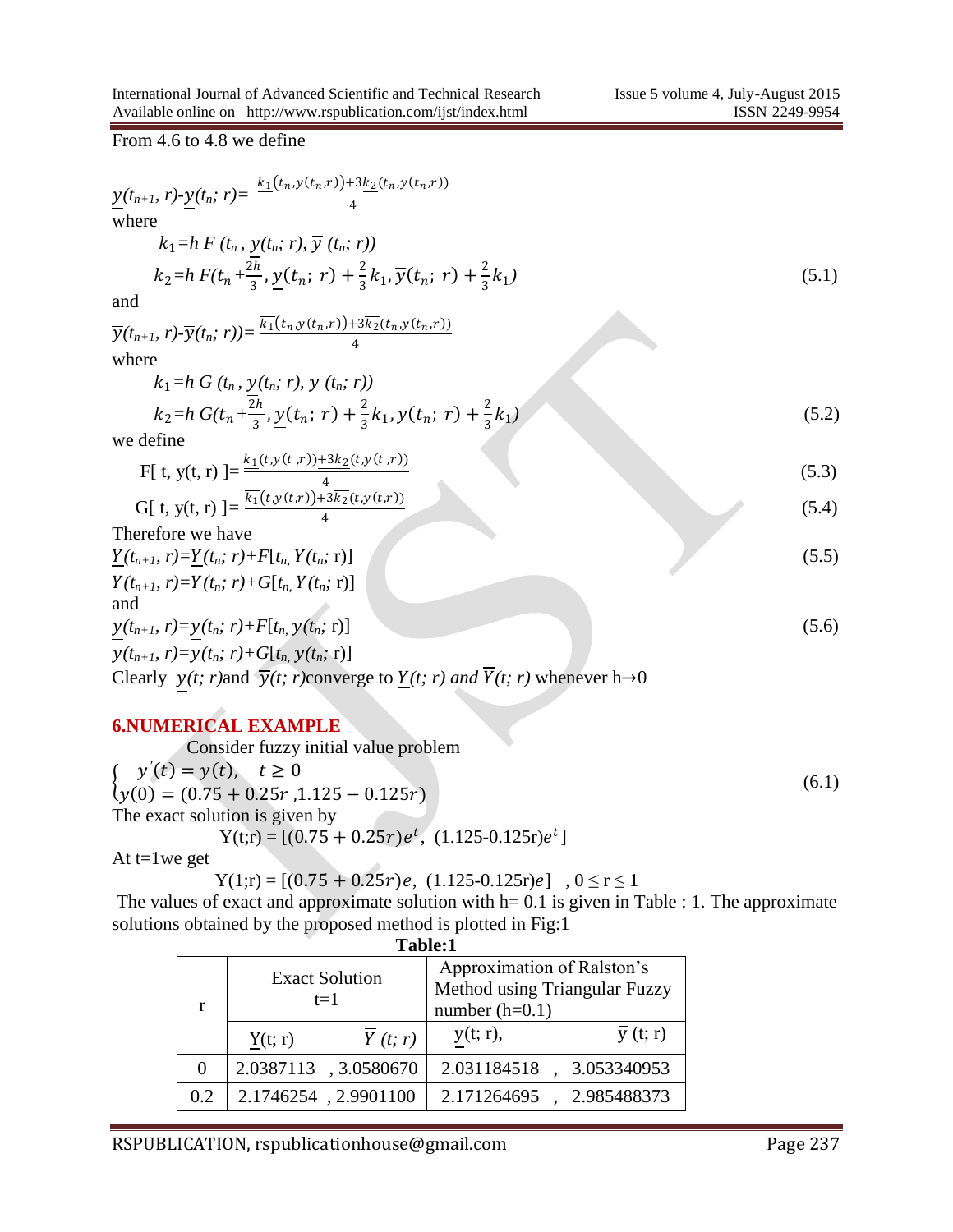From 4.6 to 4.8 we define

$$\underline{y}(t_{n+1}, r)-\underline{y}(t_n; r)= \frac{\underline{k_1}(t_n, y(t_n, r))+3\underline{k_2}(t_n, y(t_n, r))}{4}$$

where

$$k_1 = h\,F\,(t_n, \underline{y}(t_n; r), \overline{y}\,(t_n; r))$$

$$k_2 = h\,F(t_n + \frac{2h}{3}, \underline{y}(t_n;\ r) + \frac{2}{3}k_1, \overline{y}(t_n;\ r) + \frac{2}{3}k_1) \tag{5.1}$$

and

$$\overline{y}(t_{n+1}, r)-\overline{y}(t_n; r))= \frac{\overline{k_1}(t_n, y(t_n, r))+3\overline{k_2}(t_n, y(t_n, r))}{4}$$

where

$$k_1 = h\,G\,(t_n, \underline{y}(t_n; r), \overline{y}\,(t_n; r))$$

$$k_2 = h\,G(t_n + \frac{2h}{3}, \underline{y}(t_n;\ r) + \frac{2}{3}k_1, \overline{y}(t_n;\ r) + \frac{2}{3}k_1) \tag{5.2}$$

we define

$$F[\,t, y(t, r)\,]= \frac{\underline{k_1}(t, y(t, r))+3\underline{k_2}(t, y(t, r))}{4} \tag{5.3}$$

$$G[\,t, y(t, r)\,]= \frac{\overline{k_1}(t, y(t, r))+3\overline{k_2}(t, y(t, r))}{4} \tag{5.4}$$

Therefore we have

$$\underline{Y}(t_{n+1}, r)=\underline{Y}(t_n; r)+F[t_n, Y(t_n; r)] \tag{5.5}$$

$$\overline{Y}(t_{n+1}, r)=\overline{Y}(t_n; r)+G[t_n, Y(t_n; r)]$$

and

$$\underline{y}(t_{n+1}, r)=\underline{y}(t_n; r)+F[t_n, y(t_n; r)] \tag{5.6}$$

$$\overline{y}(t_{n+1}, r)=\overline{y}(t_n; r)+G[t_n, y(t_n; r)]$$

Clearly $\underline{y}(t; r)$ and $\overline{y}(t; r)$ converge to $\underline{Y}(t; r)$ and $\overline{Y}(t; r)$ whenever $h \to 0$

## 6.NUMERICAL EXAMPLE

Consider fuzzy initial value problem

$$\begin{cases} y'(t) = y(t), \quad t \geq 0 \\ y(0) = (0.75 + 0.25r, 1.125 - 0.125r) \end{cases} \tag{6.1}$$

The exact solution is given by

$$Y(t;r) = [(0.75 + 0.25r)e^t,\ (1.125\text{-}0.125r)e^t]$$

At t=1we get

$$Y(1;r) = [(0.75 + 0.25r)e,\ (1.125\text{-}0.125r)e] \quad, 0 \leq r \leq 1$$

The values of exact and approximate solution with h= 0.1 is given in Table : 1. The approximate solutions obtained by the proposed method is plotted in Fig:1

**Table:1**

| r | Exact Solution t=1 | | Approximation of Ralston's Method using Triangular Fuzzy number (h=0.1) | |
|---|---|---|---|---|
| | $\underline{Y}(t; r)$ | $\overline{Y}(t; r)$ | $\underline{y}(t; r)$, | $\overline{y}(t; r)$ |
| 0 | 2.0387113 | , 3.0580670 | 2.031184518 | , 3.053340953 |
| 0.2 | 2.1746254 | , 2.9901100 | 2.171264695 | , 2.985488373 |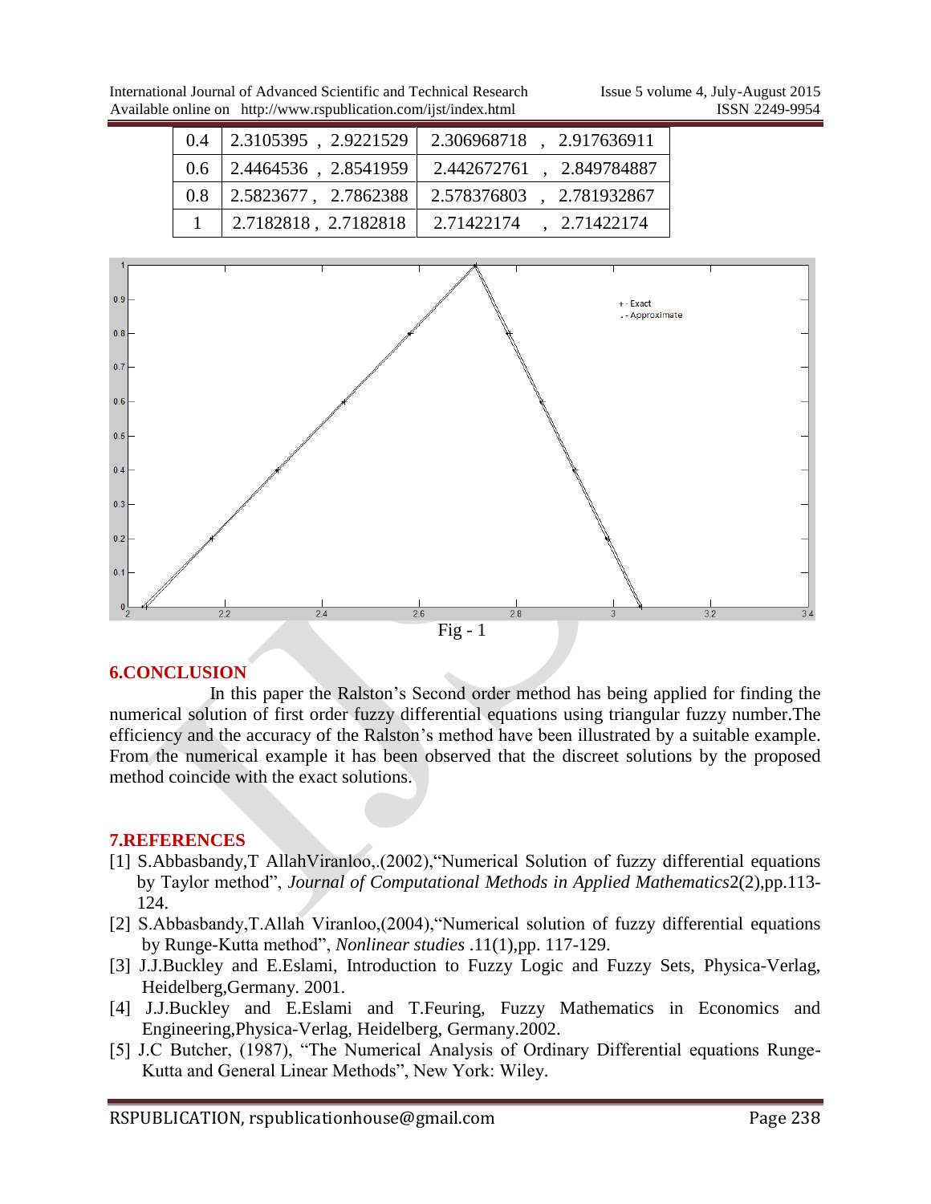| 0.4 | 2.3105395 , 2.9221529 | 2.306968718 , 2.917636911 |
|---|---|---|
| 0.6 | 2.4464536 , 2.8541959 | 2.442672761 , 2.849784887 |
| 0.8 | 2.5823677 , 2.7862388 | 2.578376803 , 2.781932867 |
| 1 | 2.7182818 , 2.7182818 | 2.71422174 , 2.71422174 |

Fig - 1

## 6.CONCLUSION

In this paper the Ralston's Second order method has being applied for finding the numerical solution of first order fuzzy differential equations using triangular fuzzy number.The efficiency and the accuracy of the Ralston's method have been illustrated by a suitable example. From the numerical example it has been observed that the discreet solutions by the proposed method coincide with the exact solutions.

## 7.REFERENCES

[1] S.Abbasbandy,T AllahViranloo,.(2002),"Numerical Solution of fuzzy differential equations by Taylor method", *Journal of Computational Methods in Applied Mathematics*2(2),pp.113-124.

[2] S.Abbasbandy,T.Allah Viranloo,(2004),"Numerical solution of fuzzy differential equations by Runge-Kutta method", *Nonlinear studies* .11(1),pp. 117-129.

[3] J.J.Buckley and E.Eslami, Introduction to Fuzzy Logic and Fuzzy Sets, Physica-Verlag, Heidelberg,Germany. 2001.

[4] J.J.Buckley and E.Eslami and T.Feuring, Fuzzy Mathematics in Economics and Engineering,Physica-Verlag, Heidelberg, Germany.2002.

[5] J.C Butcher, (1987), "The Numerical Analysis of Ordinary Differential equations Runge-Kutta and General Linear Methods", New York: Wiley.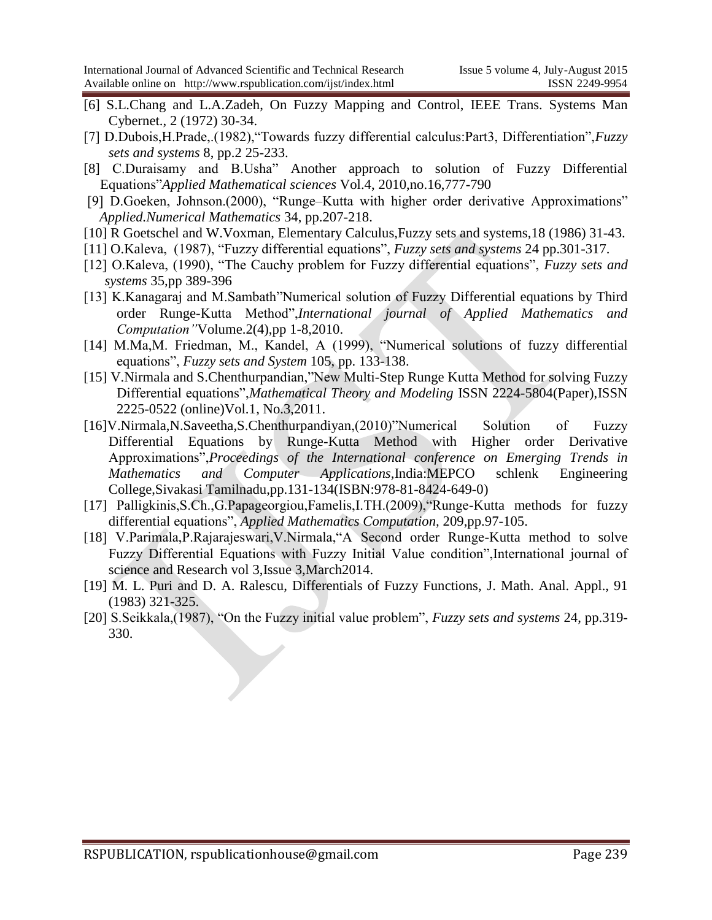[6] S.L.Chang and L.A.Zadeh, On Fuzzy Mapping and Control, IEEE Trans. Systems Man Cybernet., 2 (1972) 30-34.

[7] D.Dubois,H.Prade,.(1982),"Towards fuzzy differential calculus:Part3, Differentiation",*Fuzzy sets and systems* 8, pp.2 25-233.

[8] C.Duraisamy and B.Usha" Another approach to solution of Fuzzy Differential Equations"*Applied Mathematical sciences* Vol.4, 2010,no.16,777-790

[9] D.Goeken, Johnson.(2000), "Runge–Kutta with higher order derivative Approximations" *Applied.Numerical Mathematics* 34, pp.207-218.

[10] R Goetschel and W.Voxman, Elementary Calculus,Fuzzy sets and systems,18 (1986) 31-43.

[11] O.Kaleva, (1987), "Fuzzy differential equations", *Fuzzy sets and systems* 24 pp.301-317.

[12] O.Kaleva, (1990), "The Cauchy problem for Fuzzy differential equations", *Fuzzy sets and systems* 35,pp 389-396

[13] K.Kanagaraj and M.Sambath"Numerical solution of Fuzzy Differential equations by Third order Runge-Kutta Method",*International journal of Applied Mathematics and Computation"*Volume.2(4),pp 1-8,2010.

[14] M.Ma,M. Friedman, M., Kandel, A (1999), "Numerical solutions of fuzzy differential equations", *Fuzzy sets and System* 105, pp. 133-138.

[15] V.Nirmala and S.Chenthurpandian,"New Multi-Step Runge Kutta Method for solving Fuzzy Differential equations",*Mathematical Theory and Modeling* ISSN 2224-5804(Paper),ISSN 2225-0522 (online)Vol.1, No.3,2011.

[16]V.Nirmala,N.Saveetha,S.Chenthurpandiyan,(2010)"Numerical Solution of Fuzzy Differential Equations by Runge-Kutta Method with Higher order Derivative Approximations",*Proceedings of the International conference on Emerging Trends in Mathematics and Computer Applications*,India:MEPCO schlenk Engineering College,Sivakasi Tamilnadu,pp.131-134(ISBN:978-81-8424-649-0)

[17] Palligkinis,S.Ch.,G.Papageorgiou,Famelis,I.TH.(2009),"Runge-Kutta methods for fuzzy differential equations", *Applied Mathematics Computation,* 209,pp.97-105.

[18] V.Parimala,P.Rajarajeswari,V.Nirmala,"A Second order Runge-Kutta method to solve Fuzzy Differential Equations with Fuzzy Initial Value condition",International journal of science and Research vol 3,Issue 3,March2014.

[19] M. L. Puri and D. A. Ralescu, Differentials of Fuzzy Functions, J. Math. Anal. Appl., 91 (1983) 321-325.

[20] S.Seikkala,(1987), "On the Fuzzy initial value problem", *Fuzzy sets and systems* 24, pp.319-330.